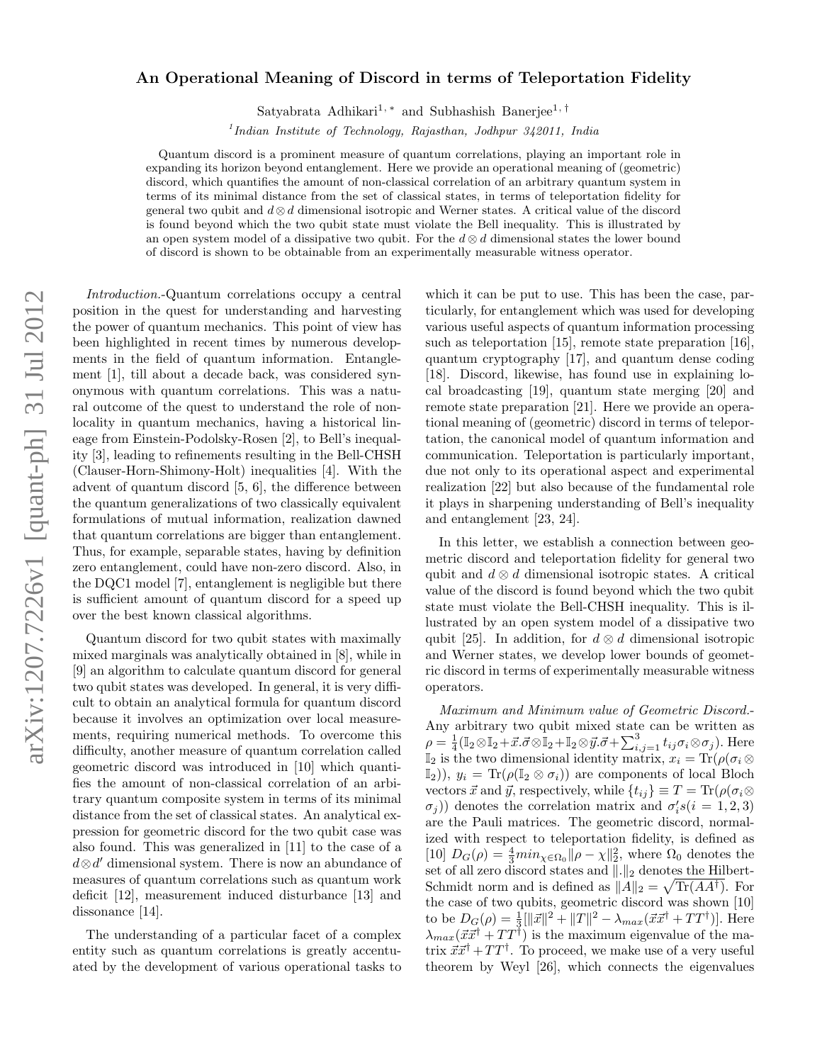# An Operational Meaning of Discord in terms of Teleportation Fidelity

Satyabrata Adhikari[1, *] and Subhashish Banerjee[1, †]

[1] *Indian Institute of Technology, Rajasthan, Jodhpur 342011, India*

Quantum discord is a prominent measure of quantum correlations, playing an important role in expanding its horizon beyond entanglement. Here we provide an operational meaning of (geometric) discord, which quantifies the amount of non-classical correlation of an arbitrary quantum system in terms of its minimal distance from the set of classical states, in terms of teleportation fidelity for general two qubit and $d \otimes d$ dimensional isotropic and Werner states. A critical value of the discord is found beyond which the two qubit state must violate the Bell inequality. This is illustrated by an open system model of a dissipative two qubit. For the $d \otimes d$ dimensional states the lower bound of discord is shown to be obtainable from an experimentally measurable witness operator.

*Introduction.*-Quantum correlations occupy a central position in the quest for understanding and harvesting the power of quantum mechanics. This point of view has been highlighted in recent times by numerous developments in the field of quantum information. Entanglement [1], till about a decade back, was considered synonymous with quantum correlations. This was a natural outcome of the quest to understand the role of nonlocality in quantum mechanics, having a historical lineage from Einstein-Podolsky-Rosen [2], to Bell's inequality [3], leading to refinements resulting in the Bell-CHSH (Clauser-Horn-Shimony-Holt) inequalities [4]. With the advent of quantum discord [5, 6], the difference between the quantum generalizations of two classically equivalent formulations of mutual information, realization dawned that quantum correlations are bigger than entanglement. Thus, for example, separable states, having by definition zero entanglement, could have non-zero discord. Also, in the DQC1 model [7], entanglement is negligible but there is sufficient amount of quantum discord for a speed up over the best known classical algorithms.

Quantum discord for two qubit states with maximally mixed marginals was analytically obtained in [8], while in [9] an algorithm to calculate quantum discord for general two qubit states was developed. In general, it is very difficult to obtain an analytical formula for quantum discord because it involves an optimization over local measurements, requiring numerical methods. To overcome this difficulty, another measure of quantum correlation called geometric discord was introduced in [10] which quantifies the amount of non-classical correlation of an arbitrary quantum composite system in terms of its minimal distance from the set of classical states. An analytical expression for geometric discord for the two qubit case was also found. This was generalized in [11] to the case of a $d \otimes d'$ dimensional system. There is now an abundance of measures of quantum correlations such as quantum work deficit [12], measurement induced disturbance [13] and dissonance [14].

The understanding of a particular facet of a complex entity such as quantum correlations is greatly accentuated by the development of various operational tasks to which it can be put to use. This has been the case, particularly, for entanglement which was used for developing various useful aspects of quantum information processing such as teleportation [15], remote state preparation [16], quantum cryptography [17], and quantum dense coding [18]. Discord, likewise, has found use in explaining local broadcasting [19], quantum state merging [20] and remote state preparation [21]. Here we provide an operational meaning of (geometric) discord in terms of teleportation, the canonical model of quantum information and communication. Teleportation is particularly important, due not only to its operational aspect and experimental realization [22] but also because of the fundamental role it plays in sharpening understanding of Bell's inequality and entanglement [23, 24].

In this letter, we establish a connection between geometric discord and teleportation fidelity for general two qubit and $d \otimes d$ dimensional isotropic states. A critical value of the discord is found beyond which the two qubit state must violate the Bell-CHSH inequality. This is illustrated by an open system model of a dissipative two qubit [25]. In addition, for $d \otimes d$ dimensional isotropic and Werner states, we develop lower bounds of geometric discord in terms of experimentally measurable witness operators.

*Maximum and Minimum value of Geometric Discord.*- Any arbitrary two qubit mixed state can be written as $\rho = \frac{1}{4}(\mathbb{I}_2 \otimes \mathbb{I}_2 + \vec{x}.\vec{\sigma} \otimes \mathbb{I}_2 + \mathbb{I}_2 \otimes \vec{y}.\vec{\sigma} + \sum_{i,j=1}^{3} t_{ij} \sigma_i \otimes \sigma_j)$. Here $\mathbb{I}_2$ is the two dimensional identity matrix, $x_i = \text{Tr}(\rho(\sigma_i \otimes \mathbb{I}_2))$, $y_i = \text{Tr}(\rho(\mathbb{I}_2 \otimes \sigma_i))$ are components of local Bloch vectors $\vec{x}$ and $\vec{y}$, respectively, while $\{t_{ij}\} \equiv T = \text{Tr}(\rho(\sigma_i \otimes \sigma_j))$ denotes the correlation matrix and $\sigma_i' s (i = 1, 2, 3)$ are the Pauli matrices. The geometric discord, normalized with respect to teleportation fidelity, is defined as [10] $D_G(\rho) = \frac{4}{3} min_{\chi \in \Omega_0} \|\rho - \chi\|_2^2$, where $\Omega_0$ denotes the set of all zero discord states and $\|.\|_2$ denotes the Hilbert-Schmidt norm and is defined as $\|A\|_2 = \sqrt{\text{Tr}(AA^\dagger)}$. For the case of two qubits, geometric discord was shown [10] to be $D_G(\rho) = \frac{1}{3}[\|\vec{x}\|^2 + \|T\|^2 - \lambda_{max}(\vec{x}\vec{x}^\dagger + TT^\dagger)]$. Here $\lambda_{max}(\vec{x}\vec{x}^\dagger + TT^\dagger)$ is the maximum eigenvalue of the matrix $\vec{x}\vec{x}^\dagger + TT^\dagger$. To proceed, we make use of a very useful theorem by Weyl [26], which connects the eigenvalues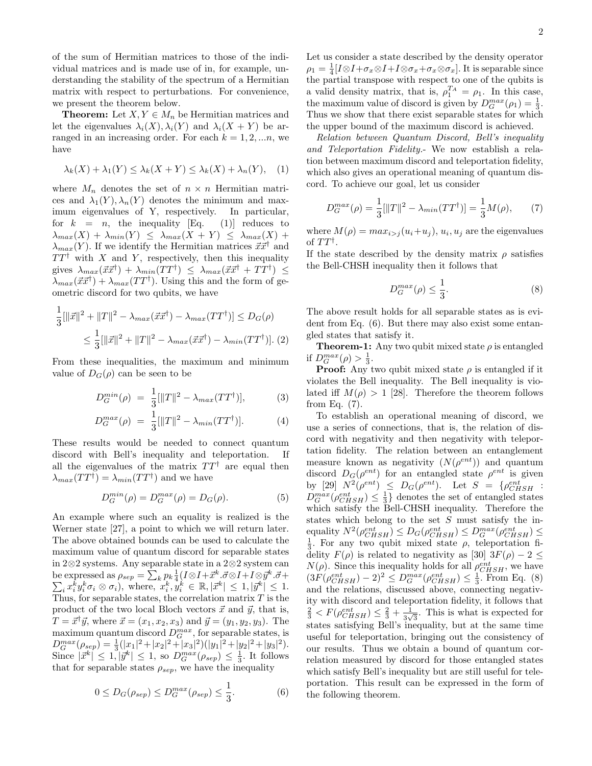of the sum of Hermitian matrices to those of the individual matrices and is made use of in, for example, understanding the stability of the spectrum of a Hermitian matrix with respect to perturbations. For convenience, we present the theorem below.

**Theorem:** Let $X, Y \in M_n$ be Hermitian matrices and let the eigenvalues $\lambda_i(X), \lambda_i(Y)$ and $\lambda_i(X+Y)$ be arranged in an increasing order. For each $k = 1, 2, ...n$, we have

$$\lambda_k(X) + \lambda_1(Y) \leq \lambda_k(X+Y) \leq \lambda_k(X) + \lambda_n(Y), \quad (1)$$

where $M_n$ denotes the set of $n \times n$ Hermitian matrices and $\lambda_1(Y), \lambda_n(Y)$ denotes the minimum and maximum eigenvalues of Y, respectively. In particular, for $k = n$, the inequality [Eq. (1)] reduces to $\lambda_{max}(X) + \lambda_{min}(Y) \leq \lambda_{max}(X+Y) \leq \lambda_{max}(X) + \lambda_{max}(Y)$. If we identify the Hermitian matrices $\vec{x}\vec{x}^\dagger$ and $TT^\dagger$ with $X$ and $Y$, respectively, then this inequality gives $\lambda_{max}(\vec{x}\vec{x}^\dagger) + \lambda_{min}(TT^\dagger) \leq \lambda_{max}(\vec{x}\vec{x}^\dagger + TT^\dagger) \leq \lambda_{max}(\vec{x}\vec{x}^\dagger) + \lambda_{max}(TT^\dagger)$. Using this and the form of geometric discord for two qubits, we have

$$\frac{1}{3}[\|\vec{x}\|^2 + \|T\|^2 - \lambda_{max}(\vec{x}\vec{x}^\dagger) - \lambda_{max}(TT^\dagger)] \leq D_G(\rho)$$
$$\leq \frac{1}{3}[\|\vec{x}\|^2 + \|T\|^2 - \lambda_{max}(\vec{x}\vec{x}^\dagger) - \lambda_{min}(TT^\dagger)]. \quad (2)$$

From these inequalities, the maximum and minimum value of $D_G(\rho)$ can be seen to be

$$D_G^{min}(\rho) = \frac{1}{3}[\|T\|^2 - \lambda_{max}(TT^\dagger)], \quad (3)$$

$$D_G^{max}(\rho) = \frac{1}{3}[\|T\|^2 - \lambda_{min}(TT^\dagger)]. \quad (4)$$

These results would be needed to connect quantum discord with Bell's inequality and teleportation. If all the eigenvalues of the matrix $TT^\dagger$ are equal then $\lambda_{max}(TT^\dagger) = \lambda_{min}(TT^\dagger)$ and we have

$$D_G^{min}(\rho) = D_G^{max}(\rho) = D_G(\rho). \quad (5)$$

An example where such an equality is realized is the Werner state [27], a point to which we will return later. The above obtained bounds can be used to calculate the maximum value of quantum discord for separable states in 2⊗2 systems. Any separable state in a 2⊗2 system can be expressed as $\rho_{sep} = \sum_k p_k \frac{1}{4}(I \otimes I + \vec{x}^k.\vec{\sigma} \otimes I + I \otimes \vec{y}^k.\vec{\sigma} + \sum_i x_i^k y_i^k \sigma_i \otimes \sigma_i)$, where, $x_i^k, y_i^k \in \mathbb{R}, |\vec{x}^k| \leq 1, |\vec{y}^k| \leq 1$. Thus, for separable states, the correlation matrix $T$ is the product of the two local Bloch vectors $\vec{x}$ and $\vec{y}$, that is, $T = \vec{x}^\dagger \vec{y}$, where $\vec{x} = (x_1, x_2, x_3)$ and $\vec{y} = (y_1, y_2, y_3)$. The maximum quantum discord $D_G^{max}$, for separable states, is $D_G^{max}(\rho_{sep}) = \frac{1}{3}(|x_1|^2 + |x_2|^2 + |x_3|^2)(|y_1|^2 + |y_2|^2 + |y_3|^2)$. Since $|\vec{x}^k| \leq 1, |\vec{y}^k| \leq 1$, so $D_G^{max}(\rho_{sep}) \leq \frac{1}{3}$. It follows that for separable states $\rho_{sep}$, we have the inequality

$$0 \leq D_G(\rho_{sep}) \leq D_G^{max}(\rho_{sep}) \leq \frac{1}{3}. \quad (6)$$

Let us consider a state described by the density operator $\rho_1 = \frac{1}{4}[I \otimes I + \sigma_x \otimes I + I \otimes \sigma_x + \sigma_x \otimes \sigma_x]$. It is separable since the partial transpose with respect to one of the qubits is a valid density matrix, that is, $\rho_1^{T_A} = \rho_1$. In this case, the maximum value of discord is given by $D_G^{max}(\rho_1) = \frac{1}{3}$. Thus we show that there exist separable states for which the upper bound of the maximum discord is achieved.

*Relation between Quantum Discord, Bell's inequality and Teleportation Fidelity.-* We now establish a relation between maximum discord and teleportation fidelity, which also gives an operational meaning of quantum discord. To achieve our goal, let us consider

$$D_G^{max}(\rho) = \frac{1}{3}[\|T\|^2 - \lambda_{min}(TT^\dagger)] = \frac{1}{3}M(\rho), \quad (7)$$

where $M(\rho) = max_{i>j}(u_i + u_j)$, $u_i, u_j$ are the eigenvalues of $TT^\dagger$.

If the state described by the density matrix $\rho$ satisfies the Bell-CHSH inequality then it follows that

$$D_G^{max}(\rho) \leq \frac{1}{3}. \quad (8)$$

The above result holds for all separable states as is evident from Eq. (6). But there may also exist some entangled states that satisfy it.

**Theorem-1:** Any two qubit mixed state $\rho$ is entangled if $D_G^{max}(\rho) > \frac{1}{3}$.

**Proof:** Any two qubit mixed state $\rho$ is entangled if it violates the Bell inequality. The Bell inequality is violated iff $M(\rho) > 1$ [28]. Therefore the theorem follows from Eq. (7).

To establish an operational meaning of discord, we use a series of connections, that is, the relation of discord with negativity and then negativity with teleportation fidelity. The relation between an entanglement measure known as negativity ($N(\rho^{ent})$) and quantum discord $D_G(\rho^{ent})$ for an entangled state $\rho^{ent}$ is given by [29] $N^2(\rho^{ent}) \leq D_G(\rho^{ent})$. Let $S = \{\rho^{ent}_{CHSH} : D_G^{max}(\rho^{ent}_{CHSH}) \leq \frac{1}{3}\}$ denotes the set of entangled states which satisfy the Bell-CHSH inequality. Therefore the states which belong to the set $S$ must satisfy the inequality $N^2(\rho^{ent}_{CHSH}) \leq D_G(\rho^{ent}_{CHSH}) \leq D_G^{max}(\rho^{ent}_{CHSH}) \leq \frac{1}{3}$. For any two qubit mixed state $\rho$, teleportation fidelity $F(\rho)$ is related to negativity as [30] $3F(\rho) - 2 \leq N(\rho)$. Since this inequality holds for all $\rho^{ent}_{CHSH}$, we have $(3F(\rho^{ent}_{CHSH}) - 2)^2 \leq D_G^{max}(\rho^{ent}_{CHSH}) \leq \frac{1}{3}$. From Eq. (8) and the relations, discussed above, connecting negativity with discord and teleportation fidelity, it follows that $\frac{2}{3} < F(\rho^{ent}_{CHSH}) \leq \frac{2}{3} + \frac{1}{3\sqrt{3}}$. This is what is expected for states satisfying Bell's inequality, but at the same time useful for teleportation, bringing out the consistency of our results. Thus we obtain a bound of quantum correlation measured by discord for those entangled states which satisfy Bell's inequality but are still useful for teleportation. This result can be expressed in the form of the following theorem.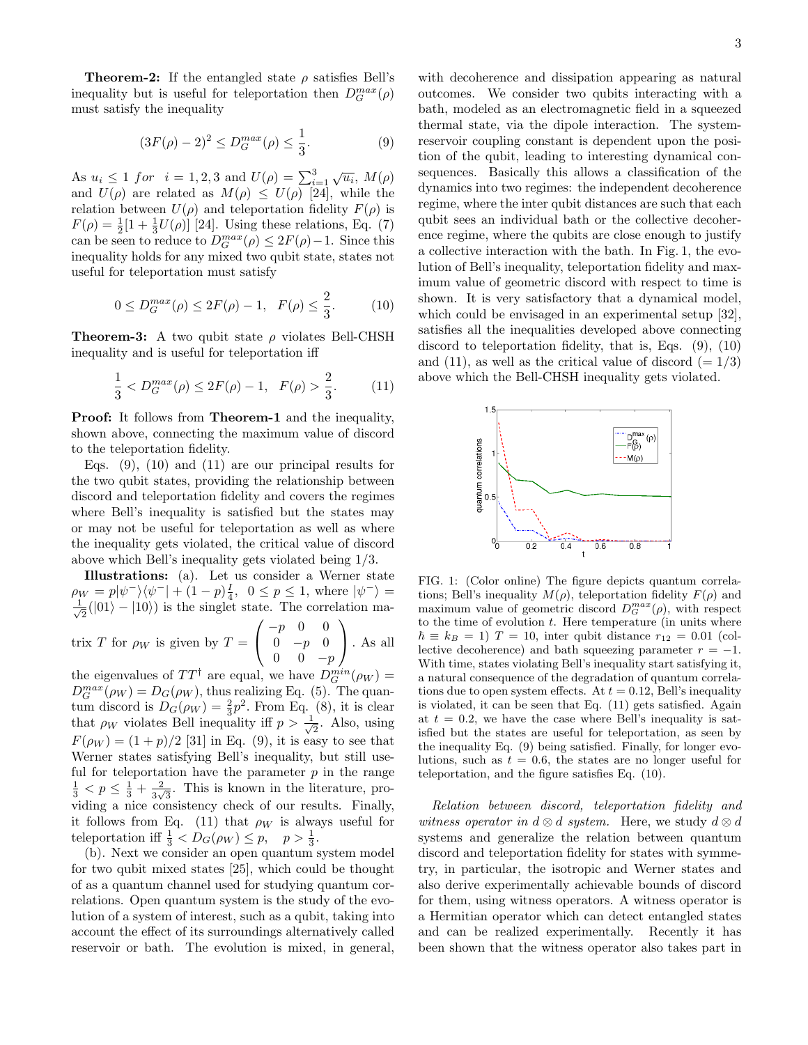**Theorem-2:** If the entangled state $\rho$ satisfies Bell's inequality but is useful for teleportation then $D_G^{max}(\rho)$ must satisfy the inequality

$$(3F(\rho)-2)^2 \leq D_G^{max}(\rho) \leq \frac{1}{3}. \tag{9}$$

As $u_i \leq 1 \; for \;\; i=1,2,3$ and $U(\rho)=\sum_{i=1}^{3}\sqrt{u_i}$, $M(\rho)$ and $U(\rho)$ are related as $M(\rho) \leq U(\rho)$ [24], while the relation between $U(\rho)$ and teleportation fidelity $F(\rho)$ is $F(\rho)=\frac{1}{2}[1+\frac{1}{3}U(\rho)]$ [24]. Using these relations, Eq. (7) can be seen to reduce to $D_G^{max}(\rho) \leq 2F(\rho)-1$. Since this inequality holds for any mixed two qubit state, states not useful for teleportation must satisfy

$$0 \leq D_G^{max}(\rho) \leq 2F(\rho)-1, \;\; F(\rho) \leq \frac{2}{3}. \tag{10}$$

**Theorem-3:** A two qubit state $\rho$ violates Bell-CHSH inequality and is useful for teleportation iff

$$\frac{1}{3} < D_G^{max}(\rho) \leq 2F(\rho)-1, \;\; F(\rho) > \frac{2}{3}. \tag{11}$$

**Proof:** It follows from **Theorem-1** and the inequality, shown above, connecting the maximum value of discord to the teleportation fidelity.

Eqs. (9), (10) and (11) are our principal results for the two qubit states, providing the relationship between discord and teleportation fidelity and covers the regimes where Bell's inequality is satisfied but the states may or may not be useful for teleportation as well as where the inequality gets violated, the critical value of discord above which Bell's inequality gets violated being 1/3.

**Illustrations:** (a). Let us consider a Werner state $\rho_W = p|\psi^-\rangle\langle\psi^-| + (1-p)\frac{I}{4}, \;\; 0 \leq p \leq 1$, where $|\psi^-\rangle = \frac{1}{\sqrt{2}}(|01\rangle - |10\rangle)$ is the singlet state. The correlation matrix $T$ for $\rho_W$ is given by $T = \begin{pmatrix} -p & 0 & 0 \\ 0 & -p & 0 \\ 0 & 0 & -p \end{pmatrix}$. As all the eigenvalues of $TT^\dagger$ are equal, we have $D_G^{min}(\rho_W) = D_G^{max}(\rho_W) = D_G(\rho_W)$, thus realizing Eq. (5). The quantum discord is $D_G(\rho_W) = \frac{2}{3}p^2$. From Eq. (8), it is clear that $\rho_W$ violates Bell inequality iff $p > \frac{1}{\sqrt{2}}$. Also, using $F(\rho_W) = (1+p)/2$ [31] in Eq. (9), it is easy to see that Werner states satisfying Bell's inequality, but still useful for teleportation have the parameter $p$ in the range $\frac{1}{3} < p \leq \frac{1}{3} + \frac{2}{3\sqrt{3}}$. This is known in the literature, providing a nice consistency check of our results. Finally, it follows from Eq. (11) that $\rho_W$ is always useful for teleportation iff $\frac{1}{3} < D_G(\rho_W) \leq p, \quad p > \frac{1}{3}$.

(b). Next we consider an open quantum system model for two qubit mixed states [25], which could be thought of as a quantum channel used for studying quantum correlations. Open quantum system is the study of the evolution of a system of interest, such as a qubit, taking into account the effect of its surroundings alternatively called reservoir or bath. The evolution is mixed, in general, with decoherence and dissipation appearing as natural outcomes. We consider two qubits interacting with a bath, modeled as an electromagnetic field in a squeezed thermal state, via the dipole interaction. The system-reservoir coupling constant is dependent upon the position of the qubit, leading to interesting dynamical consequences. Basically this allows a classification of the dynamics into two regimes: the independent decoherence regime, where the inter qubit distances are such that each qubit sees an individual bath or the collective decoherence regime, where the qubits are close enough to justify a collective interaction with the bath. In Fig. 1, the evolution of Bell's inequality, teleportation fidelity and maximum value of geometric discord with respect to time is shown. It is very satisfactory that a dynamical model, which could be envisaged in an experimental setup [32], satisfies all the inequalities developed above connecting discord to teleportation fidelity, that is, Eqs. (9), (10) and (11), as well as the critical value of discord (= 1/3) above which the Bell-CHSH inequality gets violated.

quantum correlations
1.5
1
0.5
0
0
0.2
0.4
0.6
0.8
1
t
$D_G^{max}(\rho)$
$F(\rho)$
$M(\rho)$

FIG. 1: (Color online) The figure depicts quantum correlations; Bell's inequality $M(\rho)$, teleportation fidelity $F(\rho)$ and maximum value of geometric discord $D_G^{max}(\rho)$, with respect to the time of evolution $t$. Here temperature (in units where $\hbar \equiv k_B = 1$) $T = 10$, inter qubit distance $r_{12} = 0.01$ (collective decoherence) and bath squeezing parameter $r = -1$. With time, states violating Bell's inequality start satisfying it, a natural consequence of the degradation of quantum correlations due to open system effects. At $t = 0.12$, Bell's inequality is violated, it can be seen that Eq. (11) gets satisfied. Again at $t = 0.2$, we have the case where Bell's inequality is satisfied but the states are useful for teleportation, as seen by the inequality Eq. (9) being satisfied. Finally, for longer evolutions, such as $t = 0.6$, the states are no longer useful for teleportation, and the figure satisfies Eq. (10).

*Relation between discord, teleportation fidelity and witness operator in $d \otimes d$ system.* Here, we study $d \otimes d$ systems and generalize the relation between quantum discord and teleportation fidelity for states with symmetry, in particular, the isotropic and Werner states and also derive experimentally achievable bounds of discord for them, using witness operators. A witness operator is a Hermitian operator which can detect entangled states and can be realized experimentally. Recently it has been shown that the witness operator also takes part in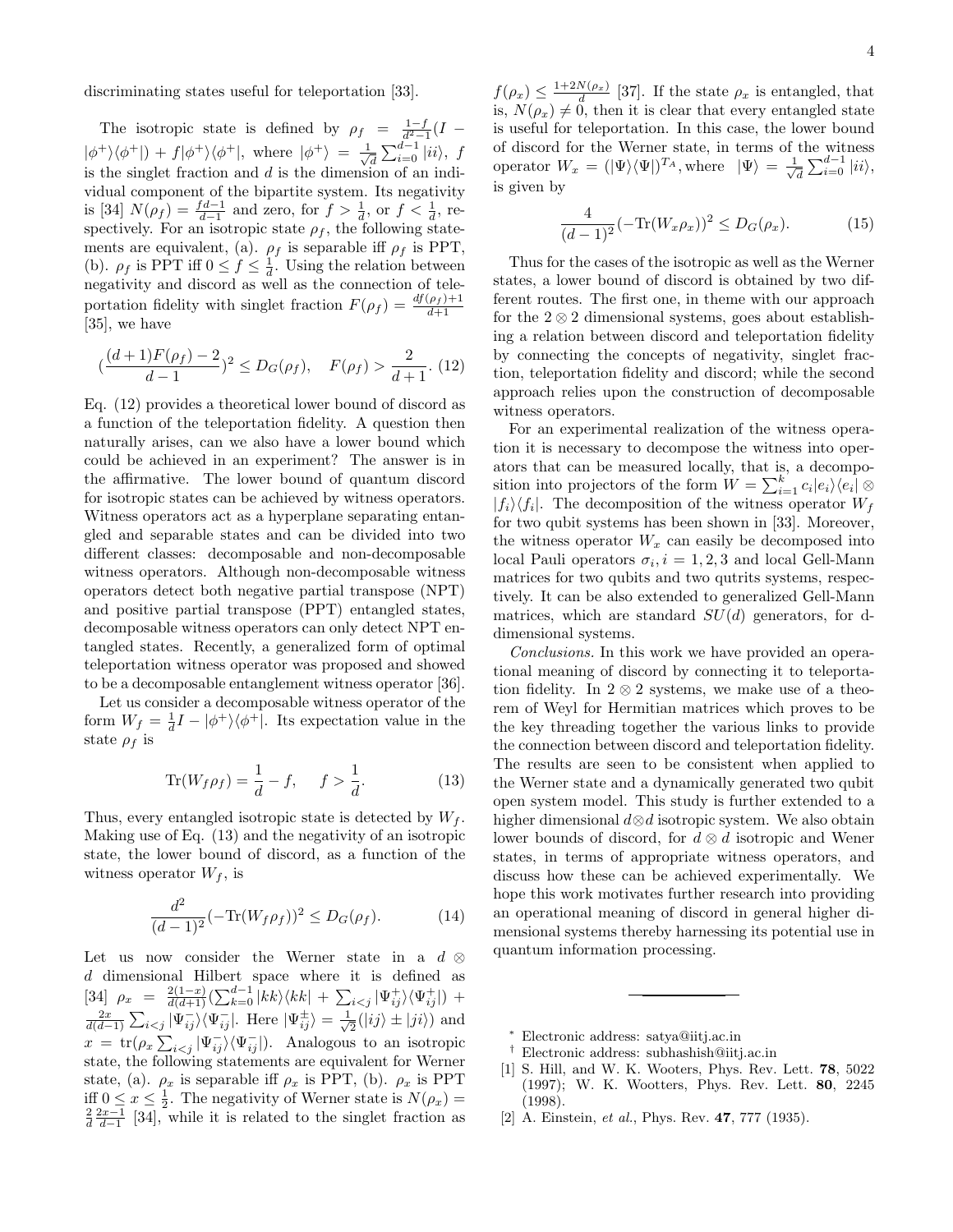discriminating states useful for teleportation [33].

The isotropic state is defined by $\rho_f = \frac{1-f}{d^2-1}(I - |\phi^+\rangle\langle\phi^+|) + f|\phi^+\rangle\langle\phi^+|$, where $|\phi^+\rangle = \frac{1}{\sqrt{d}}\sum_{i=0}^{d-1}|ii\rangle$, $f$ is the singlet fraction and $d$ is the dimension of an individual component of the bipartite system. Its negativity is [34] $N(\rho_f) = \frac{fd-1}{d-1}$ and zero, for $f > \frac{1}{d}$, or $f < \frac{1}{d}$, respectively. For an isotropic state $\rho_f$, the following statements are equivalent, (a). $\rho_f$ is separable iff $\rho_f$ is PPT, (b). $\rho_f$ is PPT iff $0 \leq f \leq \frac{1}{d}$. Using the relation between negativity and discord as well as the connection of teleportation fidelity with singlet fraction $F(\rho_f) = \frac{df(\rho_f)+1}{d+1}$ [35], we have

$$(\frac{(d+1)F(\rho_f) - 2}{d-1})^2 \leq D_G(\rho_f), \quad F(\rho_f) > \frac{2}{d+1}. \quad (12)$$

Eq. (12) provides a theoretical lower bound of discord as a function of the teleportation fidelity. A question then naturally arises, can we also have a lower bound which could be achieved in an experiment? The answer is in the affirmative. The lower bound of quantum discord for isotropic states can be achieved by witness operators. Witness operators act as a hyperplane separating entangled and separable states and can be divided into two different classes: decomposable and non-decomposable witness operators. Although non-decomposable witness operators detect both negative partial transpose (NPT) and positive partial transpose (PPT) entangled states, decomposable witness operators can only detect NPT entangled states. Recently, a generalized form of optimal teleportation witness operator was proposed and showed to be a decomposable entanglement witness operator [36].

Let us consider a decomposable witness operator of the form $W_f = \frac{1}{d}I - |\phi^+\rangle\langle\phi^+|$. Its expectation value in the state $\rho_f$ is

$$\mathrm{Tr}(W_f\rho_f) = \frac{1}{d} - f, \quad f > \frac{1}{d}. \quad (13)$$

Thus, every entangled isotropic state is detected by $W_f$. Making use of Eq. (13) and the negativity of an isotropic state, the lower bound of discord, as a function of the witness operator $W_f$, is

$$\frac{d^2}{(d-1)^2}(-\mathrm{Tr}(W_f\rho_f))^2 \leq D_G(\rho_f). \quad (14)$$

Let us now consider the Werner state in a $d \otimes d$ dimensional Hilbert space where it is defined as [34] $\rho_x = \frac{2(1-x)}{d(d+1)}(\sum_{k=0}^{d-1}|kk\rangle\langle kk| + \sum_{i<j}|\Psi^+_{ij}\rangle\langle\Psi^+_{ij}|) + \frac{2x}{d(d-1)}\sum_{i<j}|\Psi^-_{ij}\rangle\langle\Psi^-_{ij}|$. Here $|\Psi^\pm_{ij}\rangle = \frac{1}{\sqrt{2}}(|ij\rangle \pm |ji\rangle)$ and $x = \mathrm{tr}(\rho_x\sum_{i<j}|\Psi^-_{ij}\rangle\langle\Psi^-_{ij}|)$. Analogous to an isotropic state, the following statements are equivalent for Werner state, (a). $\rho_x$ is separable iff $\rho_x$ is PPT, (b). $\rho_x$ is PPT iff $0 \leq x \leq \frac{1}{2}$. The negativity of Werner state is $N(\rho_x) = \frac{2}{d}\frac{2x-1}{d-1}$ [34], while it is related to the singlet fraction as $f(\rho_x) \leq \frac{1+2N(\rho_x)}{d}$ [37]. If the state $\rho_x$ is entangled, that is, $N(\rho_x) \neq 0$, then it is clear that every entangled state is useful for teleportation. In this case, the lower bound of discord for the Werner state, in terms of the witness operator $W_x = (|\Psi\rangle\langle\Psi|)^{T_A}$, where $|\Psi\rangle = \frac{1}{\sqrt{d}}\sum_{i=0}^{d-1}|ii\rangle$, is given by

$$\frac{4}{(d-1)^2}(-\mathrm{Tr}(W_x\rho_x))^2 \leq D_G(\rho_x). \quad (15)$$

Thus for the cases of the isotropic as well as the Werner states, a lower bound of discord is obtained by two different routes. The first one, in theme with our approach for the $2 \otimes 2$ dimensional systems, goes about establishing a relation between discord and teleportation fidelity by connecting the concepts of negativity, singlet fraction, teleportation fidelity and discord; while the second approach relies upon the construction of decomposable witness operators.

For an experimental realization of the witness operation it is necessary to decompose the witness into operators that can be measured locally, that is, a decomposition into projectors of the form $W = \sum_{i=1}^{k} c_i|e_i\rangle\langle e_i| \otimes |f_i\rangle\langle f_i|$. The decomposition of the witness operator $W_f$ for two qubit systems has been shown in [33]. Moreover, the witness operator $W_x$ can easily be decomposed into local Pauli operators $\sigma_i, i = 1, 2, 3$ and local Gell-Mann matrices for two qubits and two qutrits systems, respectively. It can be also extended to generalized Gell-Mann matrices, which are standard $SU(d)$ generators, for d-dimensional systems.

*Conclusions.* In this work we have provided an operational meaning of discord by connecting it to teleportation fidelity. In $2 \otimes 2$ systems, we make use of a theorem of Weyl for Hermitian matrices which proves to be the key threading together the various links to provide the connection between discord and teleportation fidelity. The results are seen to be consistent when applied to the Werner state and a dynamically generated two qubit open system model. This study is further extended to a higher dimensional $d \otimes d$ isotropic system. We also obtain lower bounds of discord, for $d \otimes d$ isotropic and Wener states, in terms of appropriate witness operators, and discuss how these can be achieved experimentally. We hope this work motivates further research into providing an operational meaning of discord in general higher dimensional systems thereby harnessing its potential use in quantum information processing.

---

[*] Electronic address: satya@iitj.ac.in

[†] Electronic address: subhashish@iitj.ac.in

[1] S. Hill, and W. K. Wooters, Phys. Rev. Lett. **78**, 5022 (1997); W. K. Wootters, Phys. Rev. Lett. **80**, 2245 (1998).

[2] A. Einstein, *et al.*, Phys. Rev. **47**, 777 (1935).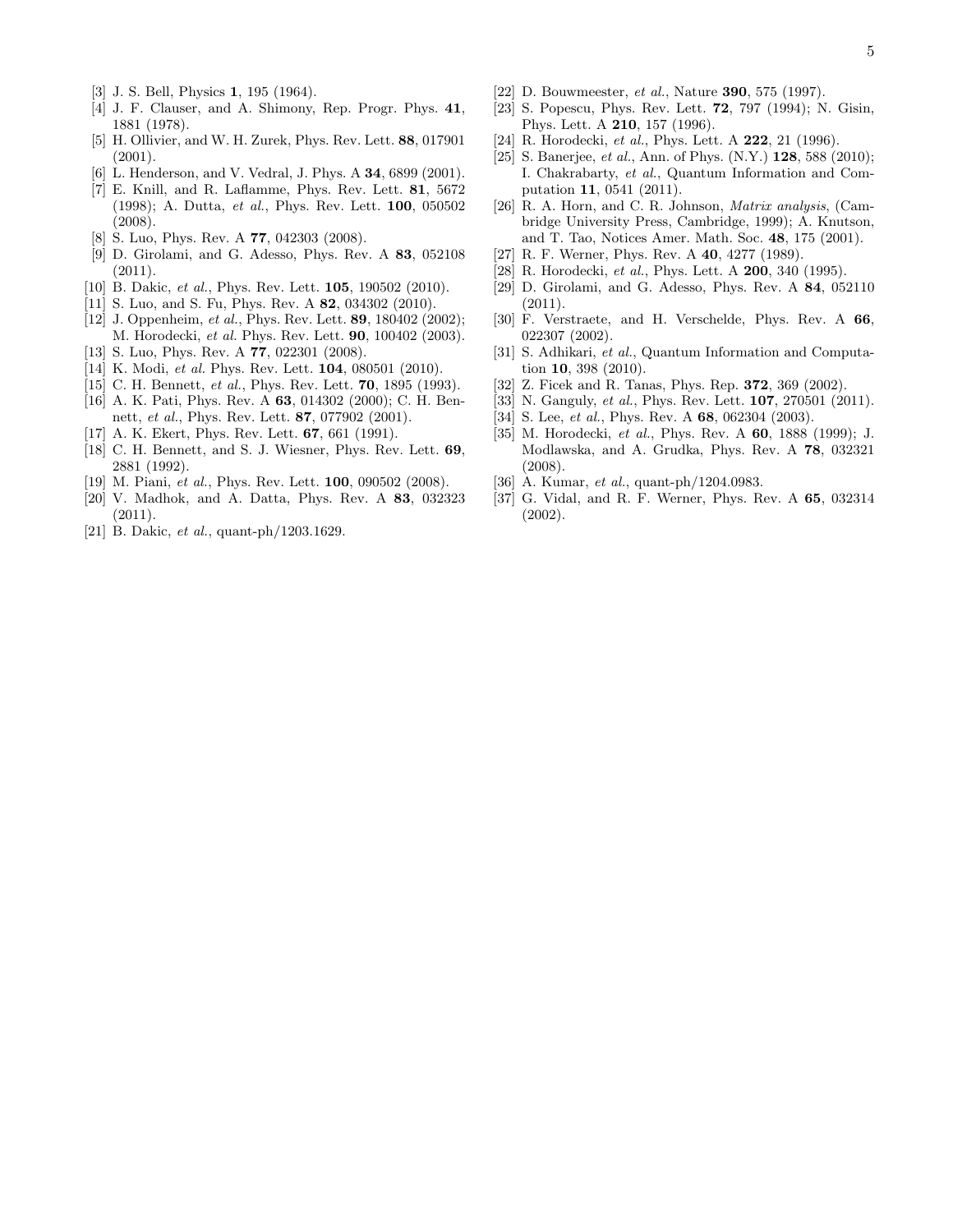[3] J. S. Bell, Physics **1**, 195 (1964).

[4] J. F. Clauser, and A. Shimony, Rep. Progr. Phys. **41**, 1881 (1978).

[5] H. Ollivier, and W. H. Zurek, Phys. Rev. Lett. **88**, 017901 (2001).

[6] L. Henderson, and V. Vedral, J. Phys. A **34**, 6899 (2001).

[7] E. Knill, and R. Laflamme, Phys. Rev. Lett. **81**, 5672 (1998); A. Dutta, *et al.*, Phys. Rev. Lett. **100**, 050502 (2008).

[8] S. Luo, Phys. Rev. A **77**, 042303 (2008).

[9] D. Girolami, and G. Adesso, Phys. Rev. A **83**, 052108 (2011).

[10] B. Dakic, *et al.*, Phys. Rev. Lett. **105**, 190502 (2010).

[11] S. Luo, and S. Fu, Phys. Rev. A **82**, 034302 (2010).

[12] J. Oppenheim, *et al.*, Phys. Rev. Lett. **89**, 180402 (2002); M. Horodecki, *et al.* Phys. Rev. Lett. **90**, 100402 (2003).

[13] S. Luo, Phys. Rev. A **77**, 022301 (2008).

[14] K. Modi, *et al.* Phys. Rev. Lett. **104**, 080501 (2010).

[15] C. H. Bennett, *et al.*, Phys. Rev. Lett. **70**, 1895 (1993).

[16] A. K. Pati, Phys. Rev. A **63**, 014302 (2000); C. H. Bennett, *et al.*, Phys. Rev. Lett. **87**, 077902 (2001).

[17] A. K. Ekert, Phys. Rev. Lett. **67**, 661 (1991).

[18] C. H. Bennett, and S. J. Wiesner, Phys. Rev. Lett. **69**, 2881 (1992).

[19] M. Piani, *et al.*, Phys. Rev. Lett. **100**, 090502 (2008).

[20] V. Madhok, and A. Datta, Phys. Rev. A **83**, 032323 (2011).

[21] B. Dakic, *et al.*, quant-ph/1203.1629.

[22] D. Bouwmeester, *et al.*, Nature **390**, 575 (1997).

[23] S. Popescu, Phys. Rev. Lett. **72**, 797 (1994); N. Gisin, Phys. Lett. A **210**, 157 (1996).

[24] R. Horodecki, *et al.*, Phys. Lett. A **222**, 21 (1996).

[25] S. Banerjee, *et al.*, Ann. of Phys. (N.Y.) **128**, 588 (2010); I. Chakrabarty, *et al.*, Quantum Information and Computation **11**, 0541 (2011).

[26] R. A. Horn, and C. R. Johnson, *Matrix analysis*, (Cambridge University Press, Cambridge, 1999); A. Knutson, and T. Tao, Notices Amer. Math. Soc. **48**, 175 (2001).

[27] R. F. Werner, Phys. Rev. A **40**, 4277 (1989).

[28] R. Horodecki, *et al.*, Phys. Lett. A **200**, 340 (1995).

[29] D. Girolami, and G. Adesso, Phys. Rev. A **84**, 052110 (2011).

[30] F. Verstraete, and H. Verschelde, Phys. Rev. A **66**, 022307 (2002).

[31] S. Adhikari, *et al.*, Quantum Information and Computation **10**, 398 (2010).

[32] Z. Ficek and R. Tanas, Phys. Rep. **372**, 369 (2002).

[33] N. Ganguly, *et al.*, Phys. Rev. Lett. **107**, 270501 (2011).

[34] S. Lee, *et al.*, Phys. Rev. A **68**, 062304 (2003).

[35] M. Horodecki, *et al.*, Phys. Rev. A **60**, 1888 (1999); J. Modlawska, and A. Grudka, Phys. Rev. A **78**, 032321 (2008).

[36] A. Kumar, *et al.*, quant-ph/1204.0983.

[37] G. Vidal, and R. F. Werner, Phys. Rev. A **65**, 032314 (2002).